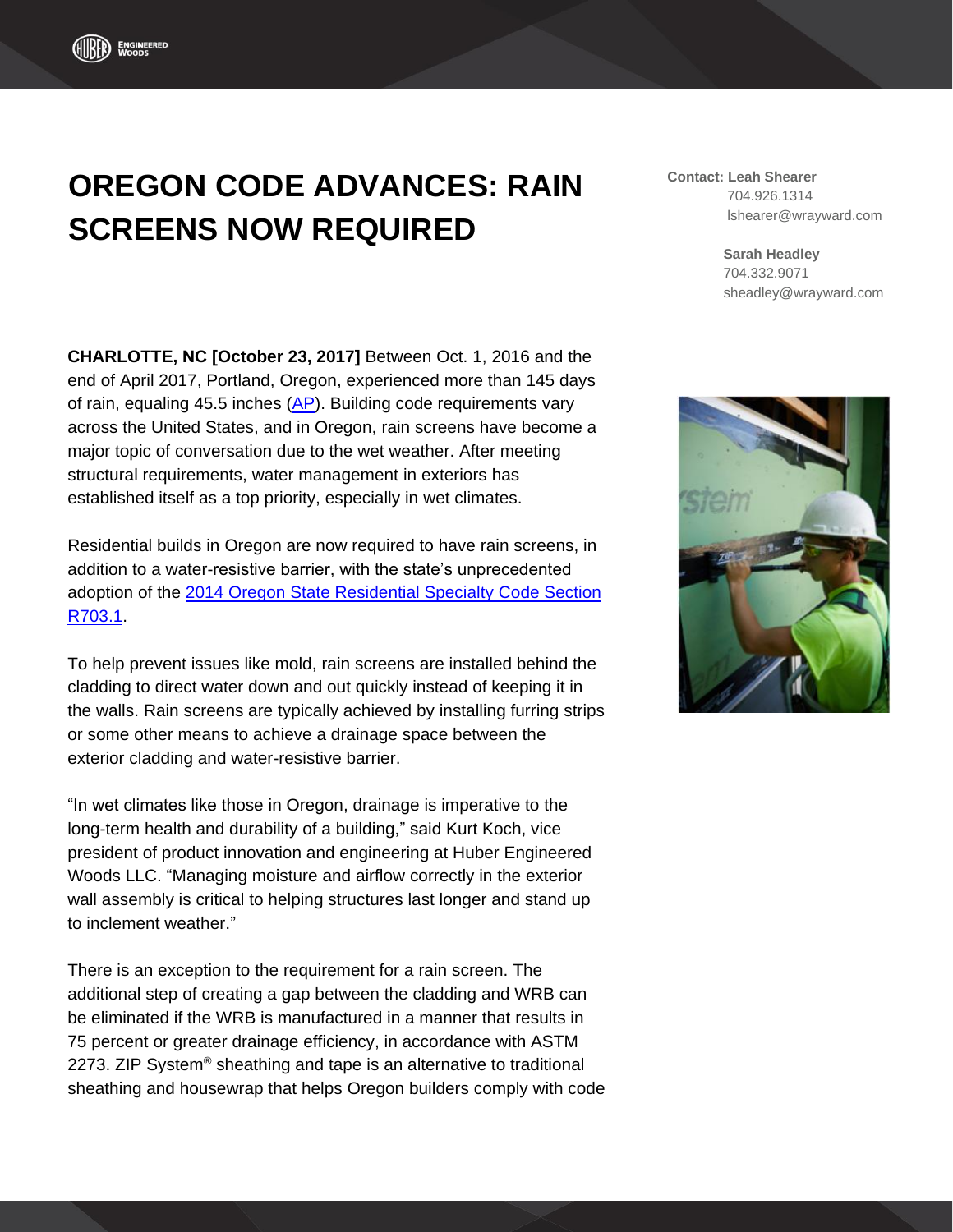# OREGON CODE ADVANCES: RAIN SCREENS NOW REQUIRED

**Contact: Leah Shearer**
704.926.1314
lshearer@wrayward.com

**Sarah Headley**
704.332.9071
sheadley@wrayward.com

**CHARLOTTE, NC [October 23, 2017]** Between Oct. 1, 2016 and the end of April 2017, Portland, Oregon, experienced more than 145 days of rain, equaling 45.5 inches (AP). Building code requirements vary across the United States, and in Oregon, rain screens have become a major topic of conversation due to the wet weather. After meeting structural requirements, water management in exteriors has established itself as a top priority, especially in wet climates.

Residential builds in Oregon are now required to have rain screens, in addition to a water-resistive barrier, with the state's unprecedented adoption of the 2014 Oregon State Residential Specialty Code Section R703.1.

To help prevent issues like mold, rain screens are installed behind the cladding to direct water down and out quickly instead of keeping it in the walls. Rain screens are typically achieved by installing furring strips or some other means to achieve a drainage space between the exterior cladding and water-resistive barrier.

"In wet climates like those in Oregon, drainage is imperative to the long-term health and durability of a building," said Kurt Koch, vice president of product innovation and engineering at Huber Engineered Woods LLC. "Managing moisture and airflow correctly in the exterior wall assembly is critical to helping structures last longer and stand up to inclement weather."

There is an exception to the requirement for a rain screen. The additional step of creating a gap between the cladding and WRB can be eliminated if the WRB is manufactured in a manner that results in 75 percent or greater drainage efficiency, in accordance with ASTM 2273. ZIP System® sheathing and tape is an alternative to traditional sheathing and housewrap that helps Oregon builders comply with code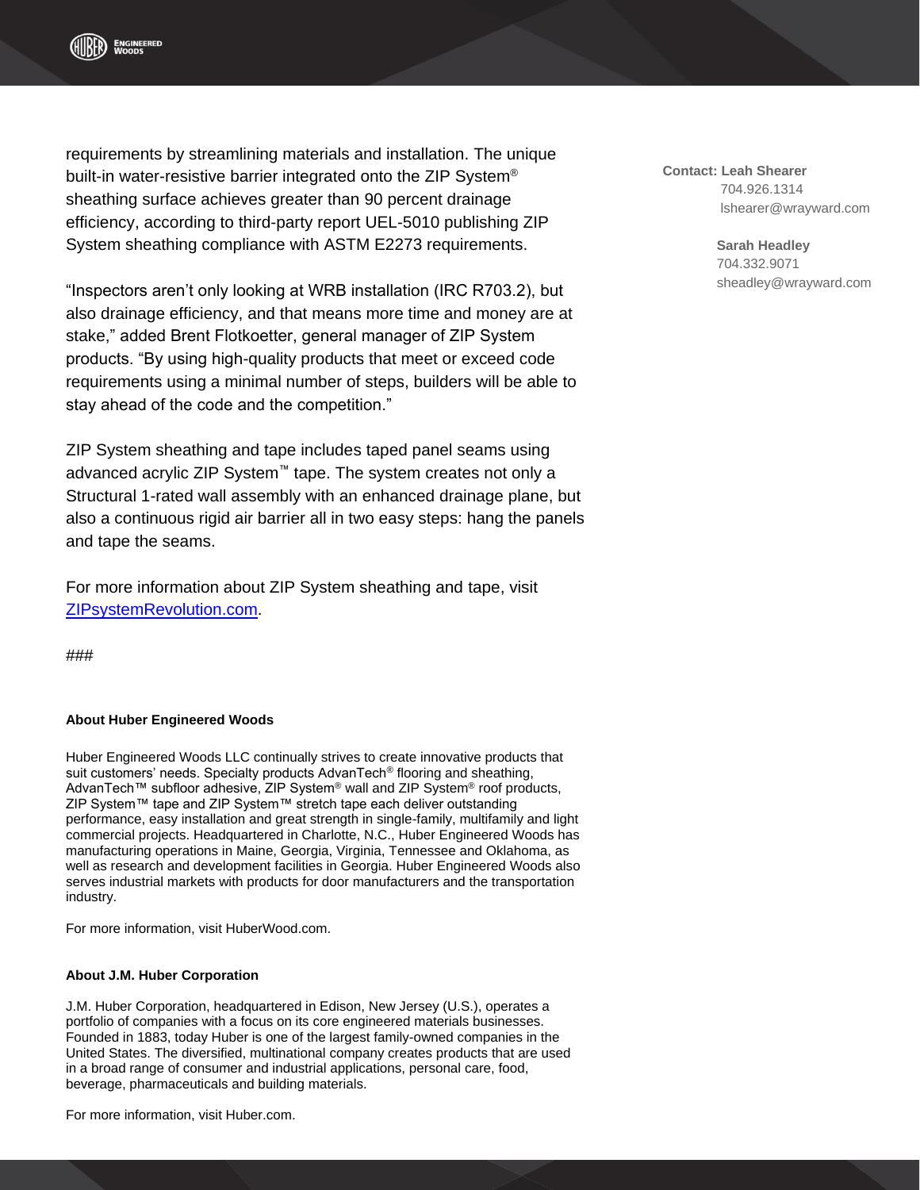Contact: Leah Shearer
704.926.1314
lshearer@wrayward.com

Sarah Headley
704.332.9071
sheadley@wrayward.com

requirements by streamlining materials and installation. The unique built-in water-resistive barrier integrated onto the ZIP System® sheathing surface achieves greater than 90 percent drainage efficiency, according to third-party report UEL-5010 publishing ZIP System sheathing compliance with ASTM E2273 requirements.

"Inspectors aren't only looking at WRB installation (IRC R703.2), but also drainage efficiency, and that means more time and money are at stake," added Brent Flotkoetter, general manager of ZIP System products. "By using high-quality products that meet or exceed code requirements using a minimal number of steps, builders will be able to stay ahead of the code and the competition."

ZIP System sheathing and tape includes taped panel seams using advanced acrylic ZIP System™ tape. The system creates not only a Structural 1-rated wall assembly with an enhanced drainage plane, but also a continuous rigid air barrier all in two easy steps: hang the panels and tape the seams.

For more information about ZIP System sheathing and tape, visit [ZIPsystemRevolution.com](ZIPsystemRevolution.com).

###

**About Huber Engineered Woods**

Huber Engineered Woods LLC continually strives to create innovative products that suit customers' needs. Specialty products AdvanTech® flooring and sheathing, AdvanTech™ subfloor adhesive, ZIP System® wall and ZIP System® roof products, ZIP System™ tape and ZIP System™ stretch tape each deliver outstanding performance, easy installation and great strength in single-family, multifamily and light commercial projects. Headquartered in Charlotte, N.C., Huber Engineered Woods has manufacturing operations in Maine, Georgia, Virginia, Tennessee and Oklahoma, as well as research and development facilities in Georgia. Huber Engineered Woods also serves industrial markets with products for door manufacturers and the transportation industry.

For more information, visit HuberWood.com.

**About J.M. Huber Corporation**

J.M. Huber Corporation, headquartered in Edison, New Jersey (U.S.), operates a portfolio of companies with a focus on its core engineered materials businesses. Founded in 1883, today Huber is one of the largest family-owned companies in the United States. The diversified, multinational company creates products that are used in a broad range of consumer and industrial applications, personal care, food, beverage, pharmaceuticals and building materials.

For more information, visit Huber.com.